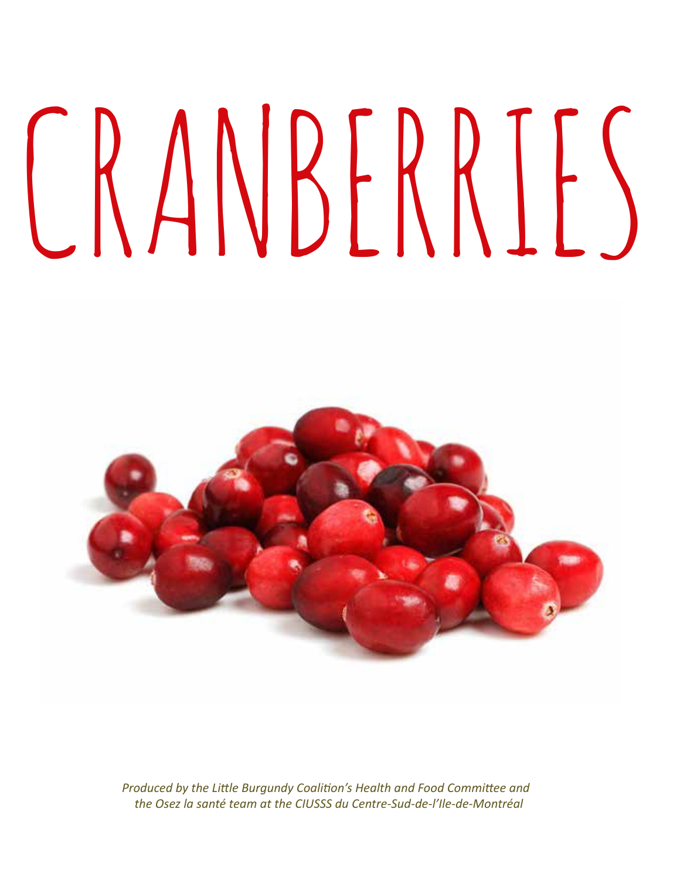# CRANBERRIES

*Produced by the Little Burgundy Coalition's Health and Food Committee and the Osez la santé team at the CIUSSS du Centre-Sud-de-l'Ile-de-Montréal*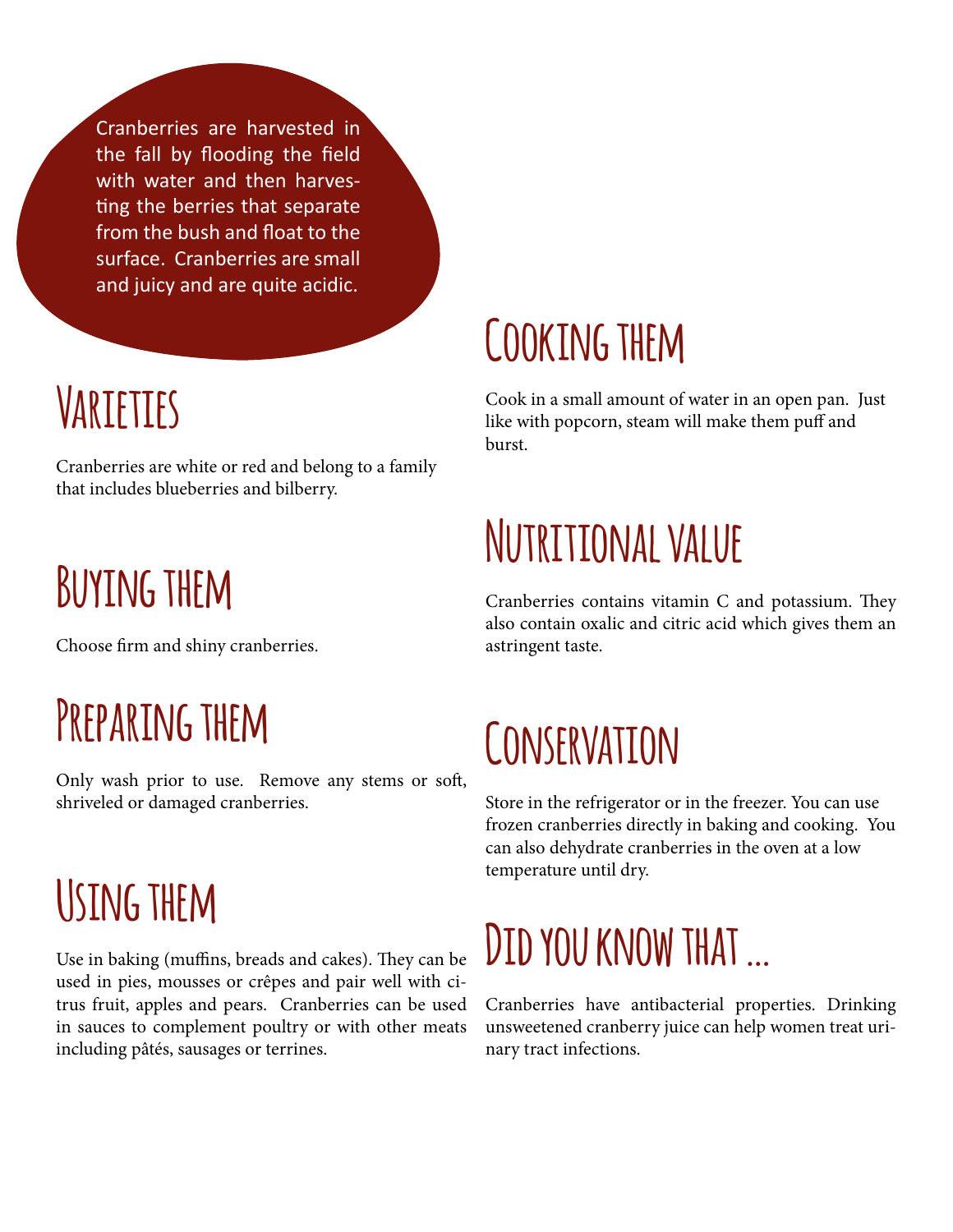Cranberries are harvested in the fall by flooding the field with water and then harvesting the berries that separate from the bush and float to the surface. Cranberries are small and juicy and are quite acidic.

## Varieties

Cranberries are white or red and belong to a family that includes blueberries and bilberry.

## Buying them

Choose firm and shiny cranberries.

## Preparing them

Only wash prior to use. Remove any stems or soft, shriveled or damaged cranberries.

## Using them

Use in baking (muffins, breads and cakes). They can be used in pies, mousses or crêpes and pair well with citrus fruit, apples and pears. Cranberries can be used in sauces to complement poultry or with other meats including pâtés, sausages or terrines.

## Cooking them

Cook in a small amount of water in an open pan. Just like with popcorn, steam will make them puff and burst.

## Nutritional value

Cranberries contains vitamin C and potassium. They also contain oxalic and citric acid which gives them an astringent taste.

## Conservation

Store in the refrigerator or in the freezer. You can use frozen cranberries directly in baking and cooking. You can also dehydrate cranberries in the oven at a low temperature until dry.

## Did you know that ...

Cranberries have antibacterial properties. Drinking unsweetened cranberry juice can help women treat urinary tract infections.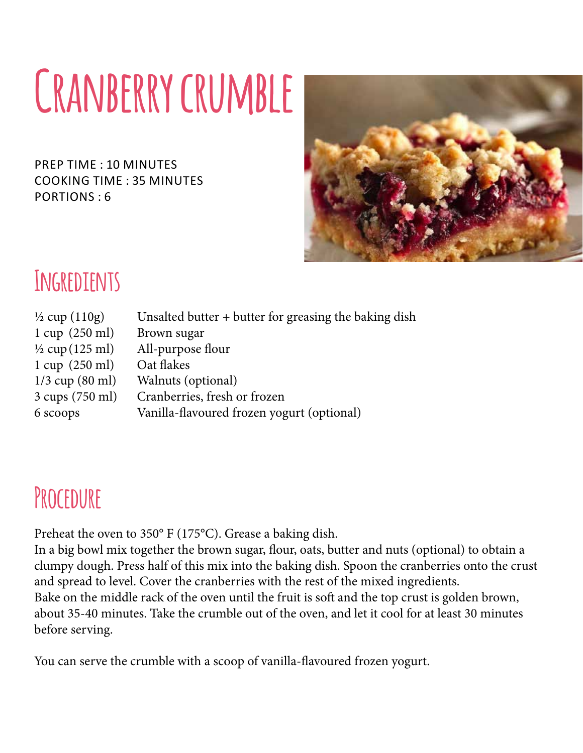# Cranberry crumble

PREP TIME : 10 MINUTES
COOKING TIME : 35 MINUTES
PORTIONS : 6

## Ingredients

| | |
|---|---|
| ½ cup (110g) | Unsalted butter + butter for greasing the baking dish |
| 1 cup (250 ml) | Brown sugar |
| ½ cup (125 ml) | All-purpose flour |
| 1 cup (250 ml) | Oat flakes |
| 1/3 cup (80 ml) | Walnuts (optional) |
| 3 cups (750 ml) | Cranberries, fresh or frozen |
| 6 scoops | Vanilla-flavoured frozen yogurt (optional) |

## Procedure

Preheat the oven to 350° F (175°C). Grease a baking dish.
In a big bowl mix together the brown sugar, flour, oats, butter and nuts (optional) to obtain a clumpy dough. Press half of this mix into the baking dish. Spoon the cranberries onto the crust and spread to level. Cover the cranberries with the rest of the mixed ingredients.
Bake on the middle rack of the oven until the fruit is soft and the top crust is golden brown, about 35-40 minutes. Take the crumble out of the oven, and let it cool for at least 30 minutes before serving.

You can serve the crumble with a scoop of vanilla-flavoured frozen yogurt.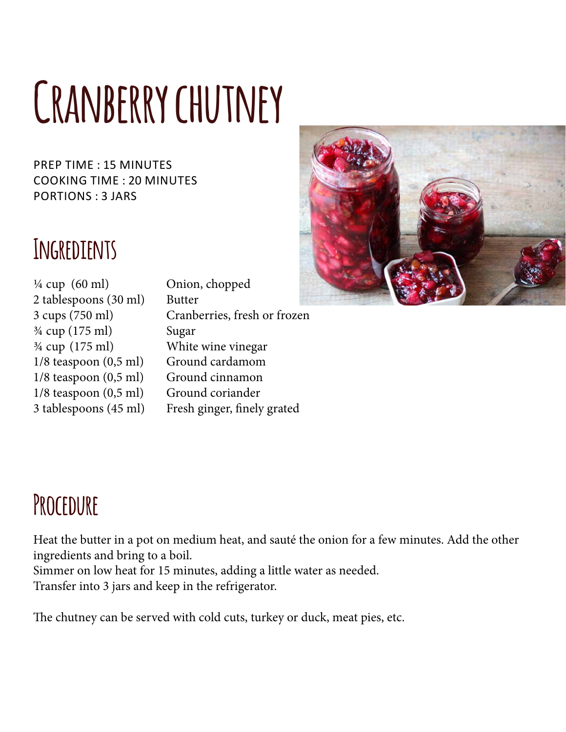# Cranberry chutney

PREP TIME : 15 MINUTES
COOKING TIME : 20 MINUTES
PORTIONS : 3 JARS

## Ingredients

| | |
|---|---|
| ¼ cup (60 ml) | Onion, chopped |
| 2 tablespoons (30 ml) | Butter |
| 3 cups (750 ml) | Cranberries, fresh or frozen |
| ¾ cup (175 ml) | Sugar |
| ¾ cup (175 ml) | White wine vinegar |
| 1/8 teaspoon (0,5 ml) | Ground cardamom |
| 1/8 teaspoon (0,5 ml) | Ground cinnamon |
| 1/8 teaspoon (0,5 ml) | Ground coriander |
| 3 tablespoons (45 ml) | Fresh ginger, finely grated |

## Procedure

Heat the butter in a pot on medium heat, and sauté the onion for a few minutes. Add the other ingredients and bring to a boil.
Simmer on low heat for 15 minutes, adding a little water as needed.
Transfer into 3 jars and keep in the refrigerator.

The chutney can be served with cold cuts, turkey or duck, meat pies, etc.